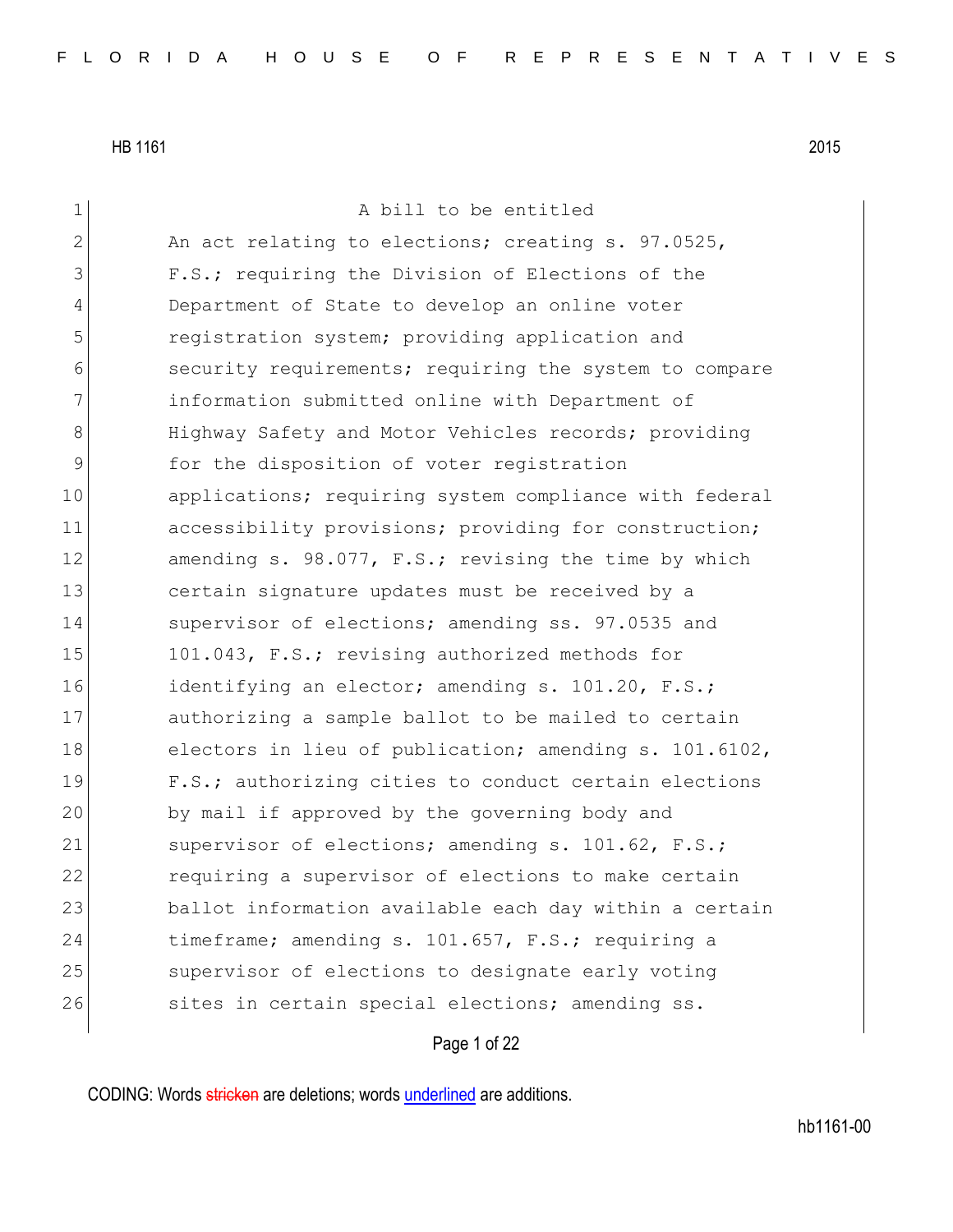HB 1161 2015

A bill to be entitled

An act relating to elections; creating s. 97.0525, F.S.; requiring the Division of Elections of the Department of State to develop an online voter registration system; providing application and security requirements; requiring the system to compare information submitted online with Department of Highway Safety and Motor Vehicles records; providing for the disposition of voter registration applications; requiring system compliance with federal accessibility provisions; providing for construction; amending s. 98.077, F.S.; revising the time by which certain signature updates must be received by a supervisor of elections; amending ss. 97.0535 and 101.043, F.S.; revising authorized methods for identifying an elector; amending s. 101.20, F.S.; authorizing a sample ballot to be mailed to certain electors in lieu of publication; amending s. 101.6102, F.S.; authorizing cities to conduct certain elections by mail if approved by the governing body and supervisor of elections; amending s. 101.62, F.S.; requiring a supervisor of elections to make certain ballot information available each day within a certain timeframe; amending s. 101.657, F.S.; requiring a supervisor of elections to designate early voting sites in certain special elections; amending ss.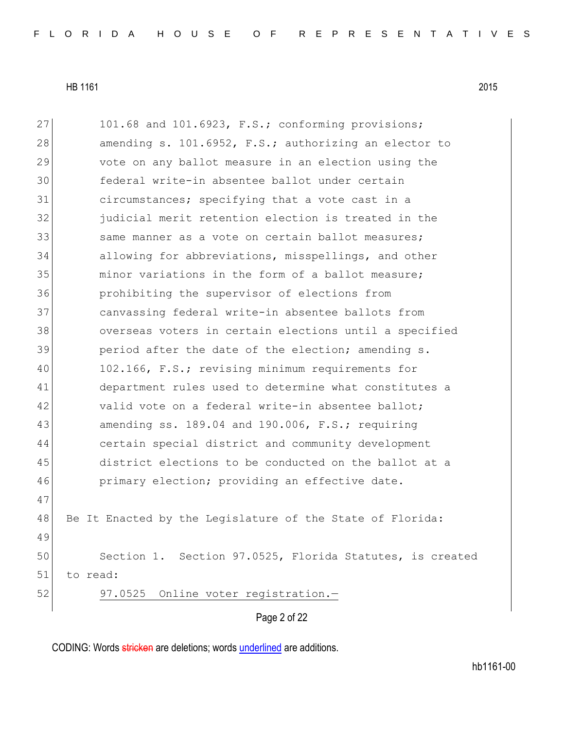101.68 and 101.6923, F.S.; conforming provisions; amending s. 101.6952, F.S.; authorizing an elector to vote on any ballot measure in an election using the federal write-in absentee ballot under certain circumstances; specifying that a vote cast in a judicial merit retention election is treated in the same manner as a vote on certain ballot measures; allowing for abbreviations, misspellings, and other minor variations in the form of a ballot measure; prohibiting the supervisor of elections from canvassing federal write-in absentee ballots from overseas voters in certain elections until a specified period after the date of the election; amending s. 102.166, F.S.; revising minimum requirements for department rules used to determine what constitutes a valid vote on a federal write-in absentee ballot; amending ss. 189.04 and 190.006, F.S.; requiring certain special district and community development district elections to be conducted on the ballot at a primary election; providing an effective date.

Be It Enacted by the Legislature of the State of Florida:

Section 1. Section 97.0525, Florida Statutes, is created to read:

97.0525 Online voter registration.—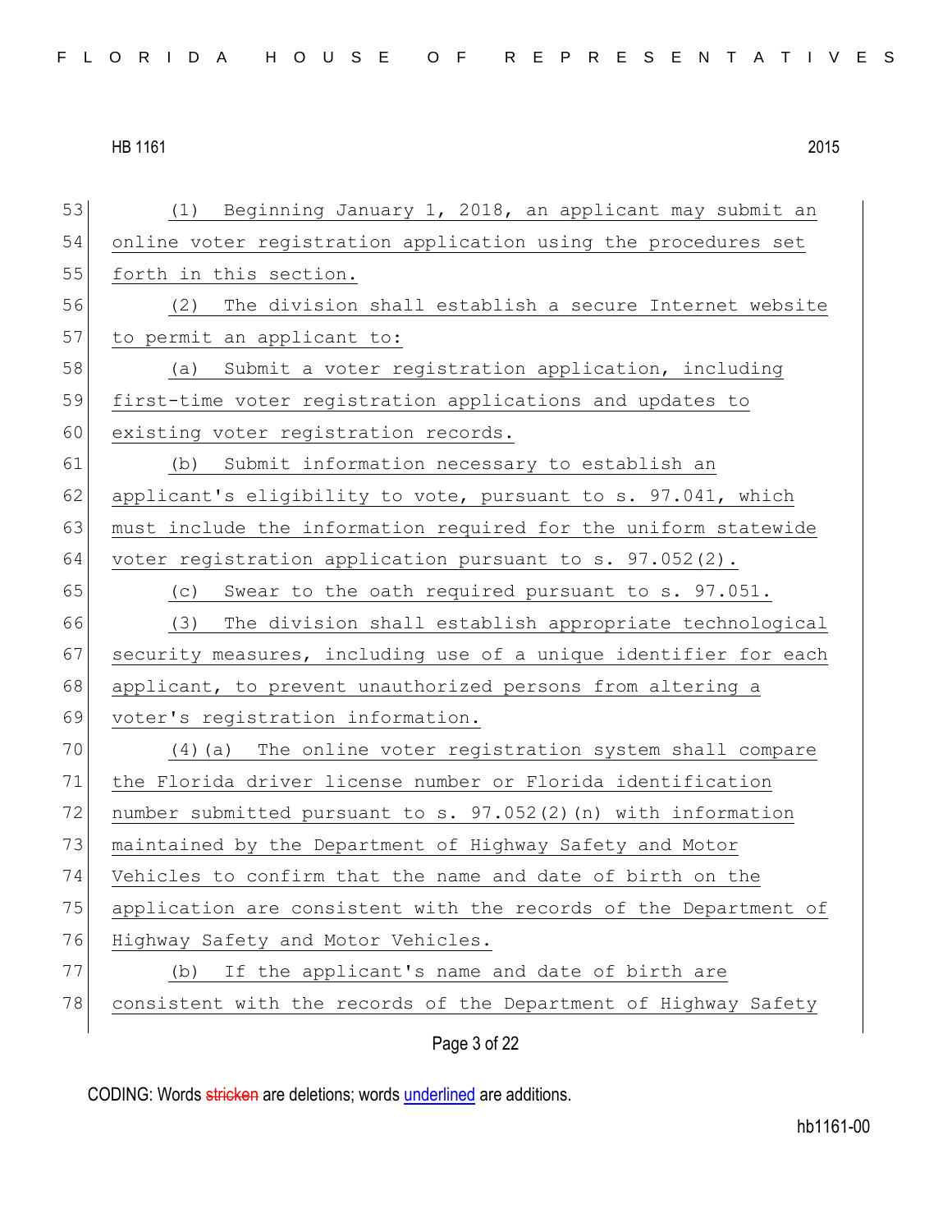(1) Beginning January 1, 2018, an applicant may submit an online voter registration application using the procedures set forth in this section.

(2) The division shall establish a secure Internet website to permit an applicant to:

(a) Submit a voter registration application, including first-time voter registration applications and updates to existing voter registration records.

(b) Submit information necessary to establish an applicant's eligibility to vote, pursuant to s. 97.041, which must include the information required for the uniform statewide voter registration application pursuant to s. 97.052(2).

(c) Swear to the oath required pursuant to s. 97.051.

(3) The division shall establish appropriate technological security measures, including use of a unique identifier for each applicant, to prevent unauthorized persons from altering a voter's registration information.

(4)(a) The online voter registration system shall compare the Florida driver license number or Florida identification number submitted pursuant to s. 97.052(2)(n) with information maintained by the Department of Highway Safety and Motor Vehicles to confirm that the name and date of birth on the application are consistent with the records of the Department of Highway Safety and Motor Vehicles.

(b) If the applicant's name and date of birth are consistent with the records of the Department of Highway Safety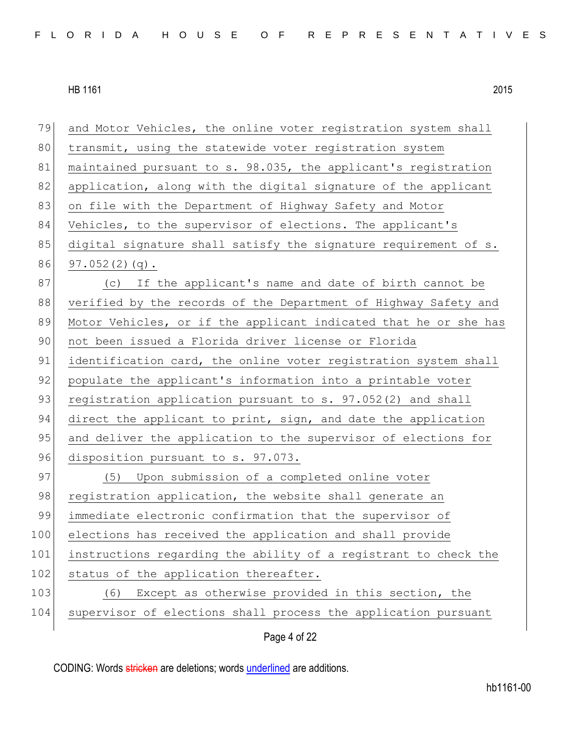and Motor Vehicles, the online voter registration system shall transmit, using the statewide voter registration system maintained pursuant to s. 98.035, the applicant's registration application, along with the digital signature of the applicant on file with the Department of Highway Safety and Motor Vehicles, to the supervisor of elections. The applicant's digital signature shall satisfy the signature requirement of s. 97.052(2)(q).

(c) If the applicant's name and date of birth cannot be verified by the records of the Department of Highway Safety and Motor Vehicles, or if the applicant indicated that he or she has not been issued a Florida driver license or Florida identification card, the online voter registration system shall populate the applicant's information into a printable voter registration application pursuant to s. 97.052(2) and shall direct the applicant to print, sign, and date the application and deliver the application to the supervisor of elections for disposition pursuant to s. 97.073.

(5) Upon submission of a completed online voter registration application, the website shall generate an immediate electronic confirmation that the supervisor of elections has received the application and shall provide instructions regarding the ability of a registrant to check the status of the application thereafter.

(6) Except as otherwise provided in this section, the supervisor of elections shall process the application pursuant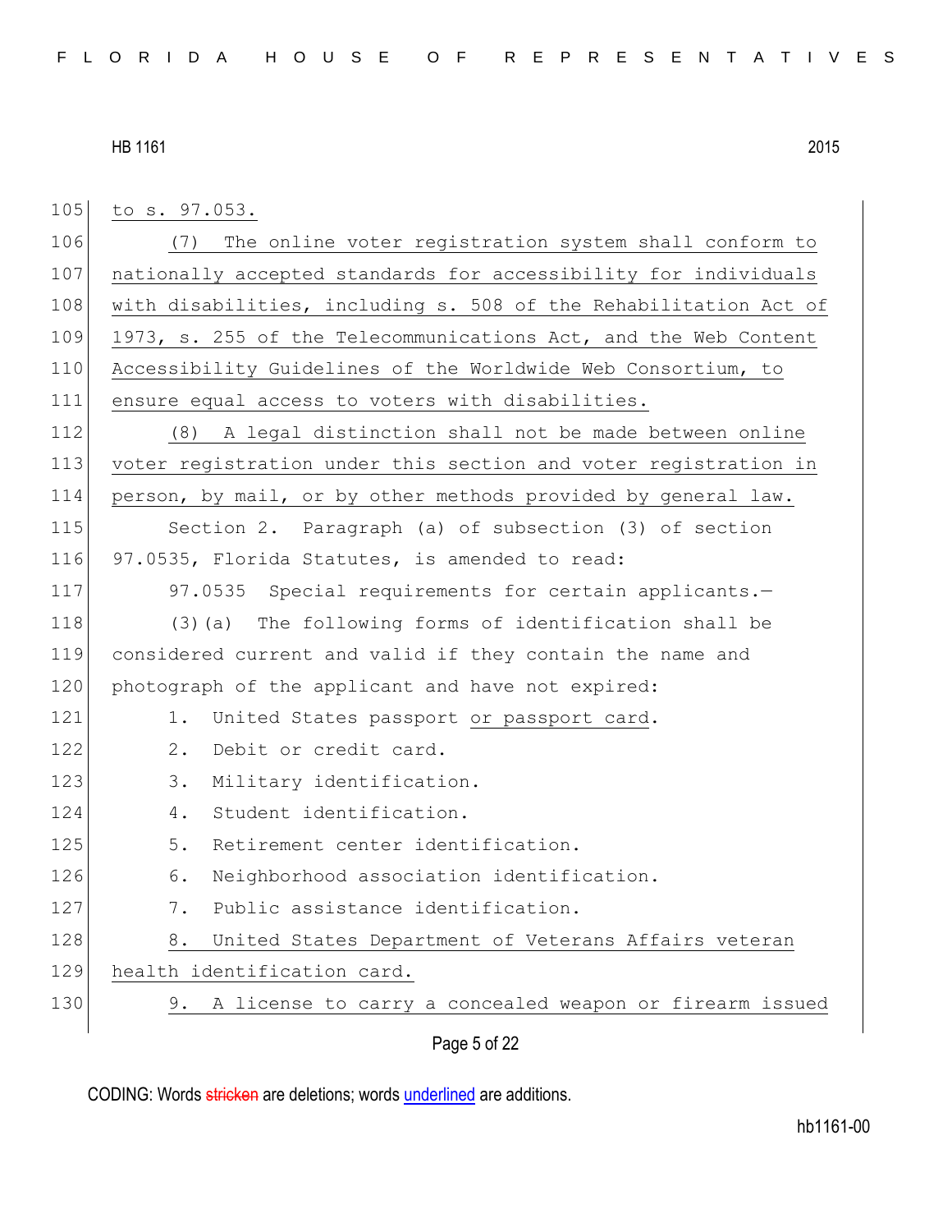to s. 97.053.

(7) The online voter registration system shall conform to nationally accepted standards for accessibility for individuals with disabilities, including s. 508 of the Rehabilitation Act of 1973, s. 255 of the Telecommunications Act, and the Web Content Accessibility Guidelines of the Worldwide Web Consortium, to ensure equal access to voters with disabilities.

(8) A legal distinction shall not be made between online voter registration under this section and voter registration in person, by mail, or by other methods provided by general law.

Section 2. Paragraph (a) of subsection (3) of section 97.0535, Florida Statutes, is amended to read:

97.0535 Special requirements for certain applicants.—

(3)(a) The following forms of identification shall be considered current and valid if they contain the name and photograph of the applicant and have not expired:

1. United States passport or passport card.
2. Debit or credit card.
3. Military identification.
4. Student identification.
5. Retirement center identification.
6. Neighborhood association identification.
7. Public assistance identification.
8. United States Department of Veterans Affairs veteran health identification card.
9. A license to carry a concealed weapon or firearm issued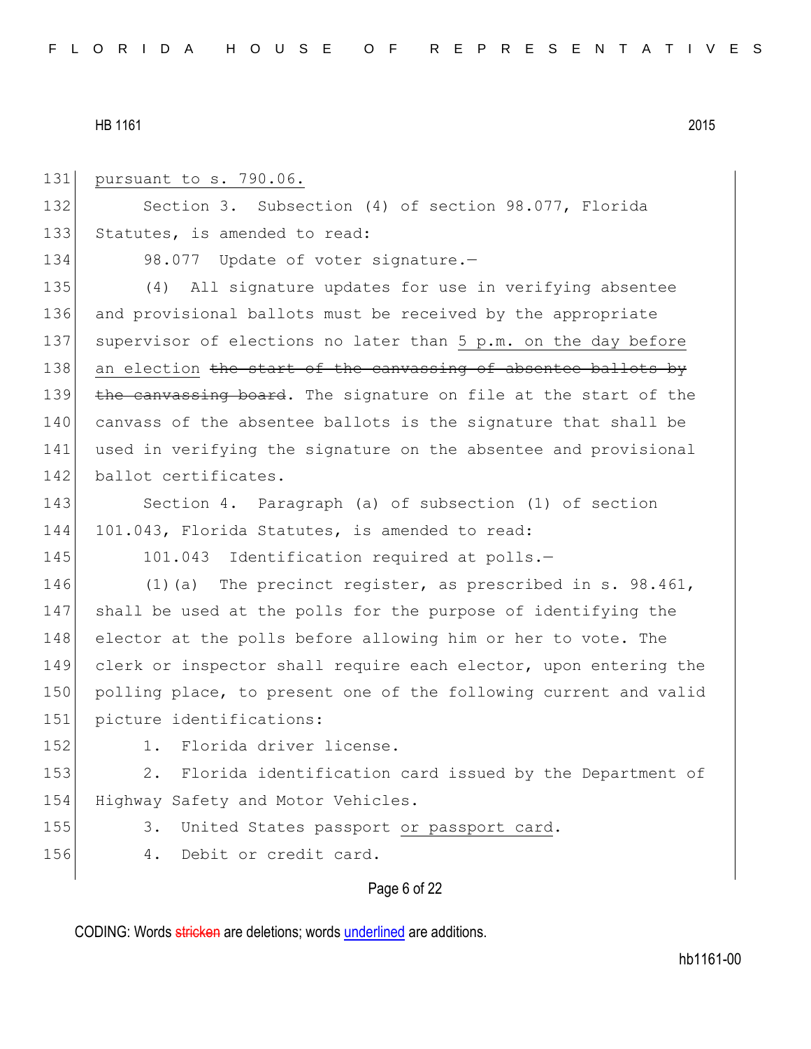pursuant to s. 790.06.

Section 3. Subsection (4) of section 98.077, Florida Statutes, is amended to read:

98.077 Update of voter signature.—

(4) All signature updates for use in verifying absentee and provisional ballots must be received by the appropriate supervisor of elections no later than 5 p.m. on the day before an election ~~the start of the canvassing of absentee ballots by the canvassing board~~. The signature on file at the start of the canvass of the absentee ballots is the signature that shall be used in verifying the signature on the absentee and provisional ballot certificates.

Section 4. Paragraph (a) of subsection (1) of section 101.043, Florida Statutes, is amended to read:

101.043 Identification required at polls.—

(1)(a) The precinct register, as prescribed in s. 98.461, shall be used at the polls for the purpose of identifying the elector at the polls before allowing him or her to vote. The clerk or inspector shall require each elector, upon entering the polling place, to present one of the following current and valid picture identifications:

1. Florida driver license.

2. Florida identification card issued by the Department of Highway Safety and Motor Vehicles.

3. United States passport or passport card.

4. Debit or credit card.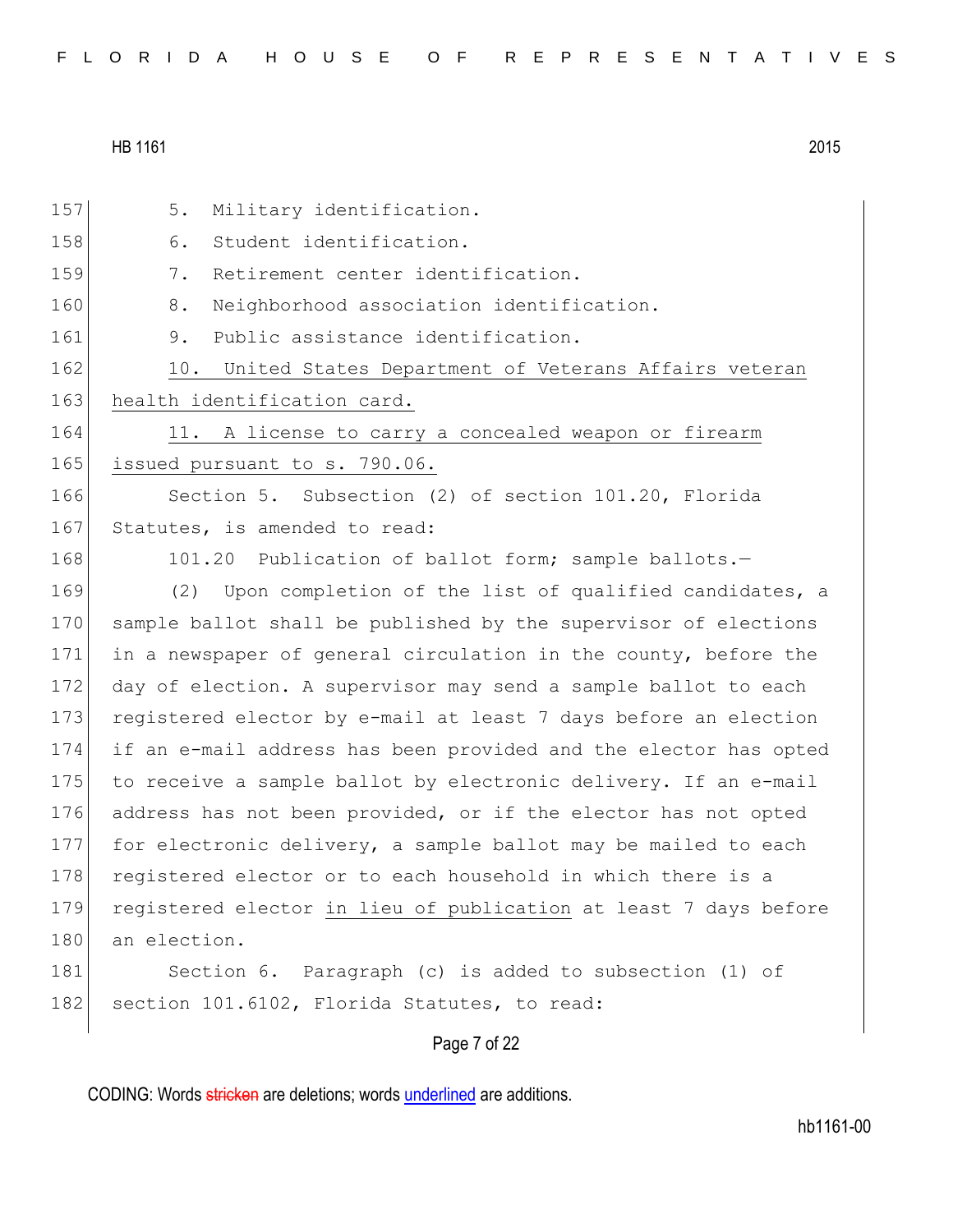5. Military identification.

6. Student identification.

7. Retirement center identification.

8. Neighborhood association identification.

9. Public assistance identification.

10. United States Department of Veterans Affairs veteran health identification card.

11. A license to carry a concealed weapon or firearm issued pursuant to s. 790.06.

Section 5. Subsection (2) of section 101.20, Florida Statutes, is amended to read:

101.20 Publication of ballot form; sample ballots.—

(2) Upon completion of the list of qualified candidates, a sample ballot shall be published by the supervisor of elections in a newspaper of general circulation in the county, before the day of election. A supervisor may send a sample ballot to each registered elector by e-mail at least 7 days before an election if an e-mail address has been provided and the elector has opted to receive a sample ballot by electronic delivery. If an e-mail address has not been provided, or if the elector has not opted for electronic delivery, a sample ballot may be mailed to each registered elector or to each household in which there is a registered elector in lieu of publication at least 7 days before an election.

Section 6. Paragraph (c) is added to subsection (1) of section 101.6102, Florida Statutes, to read:

CODING: Words stricken are deletions; words underlined are additions.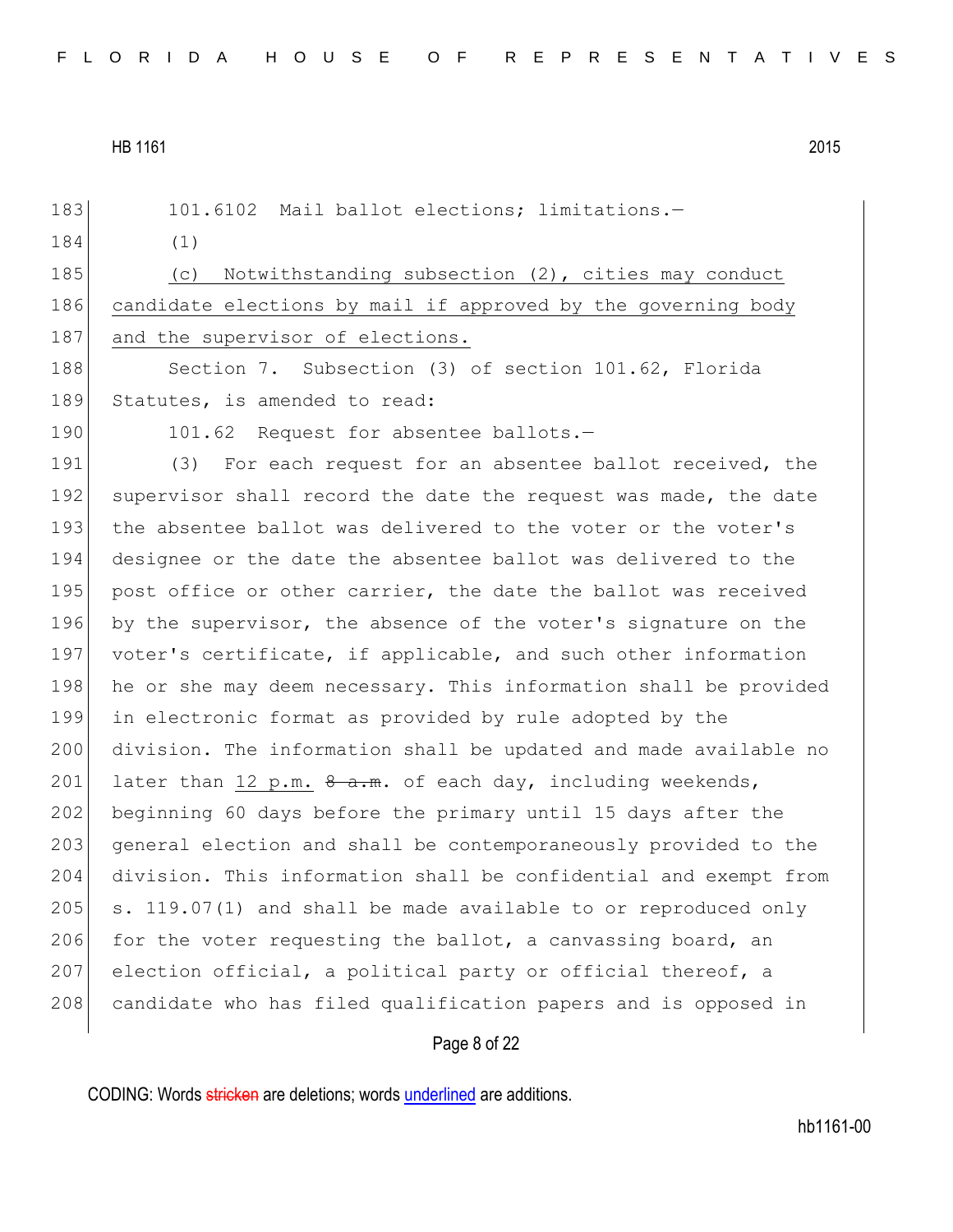183 101.6102 Mail ballot elections; limitations.—

184 (1)

185 <u>(c) Notwithstanding subsection (2), cities may conduct</u>
186 <u>candidate elections by mail if approved by the governing body</u>
187 <u>and the supervisor of elections.</u>

188 Section 7. Subsection (3) of section 101.62, Florida
189 Statutes, is amended to read:

190 101.62 Request for absentee ballots.—

191 (3) For each request for an absentee ballot received, the
192 supervisor shall record the date the request was made, the date
193 the absentee ballot was delivered to the voter or the voter's
194 designee or the date the absentee ballot was delivered to the
195 post office or other carrier, the date the ballot was received
196 by the supervisor, the absence of the voter's signature on the
197 voter's certificate, if applicable, and such other information
198 he or she may deem necessary. This information shall be provided
199 in electronic format as provided by rule adopted by the
200 division. The information shall be updated and made available no
201 later than <u>12 p.m.</u> ~~8 a.m.~~ of each day, including weekends,
202 beginning 60 days before the primary until 15 days after the
203 general election and shall be contemporaneously provided to the
204 division. This information shall be confidential and exempt from
205 s. 119.07(1) and shall be made available to or reproduced only
206 for the voter requesting the ballot, a canvassing board, an
207 election official, a political party or official thereof, a
208 candidate who has filed qualification papers and is opposed in

CODING: Words ~~stricken~~ are deletions; words <u>underlined</u> are additions.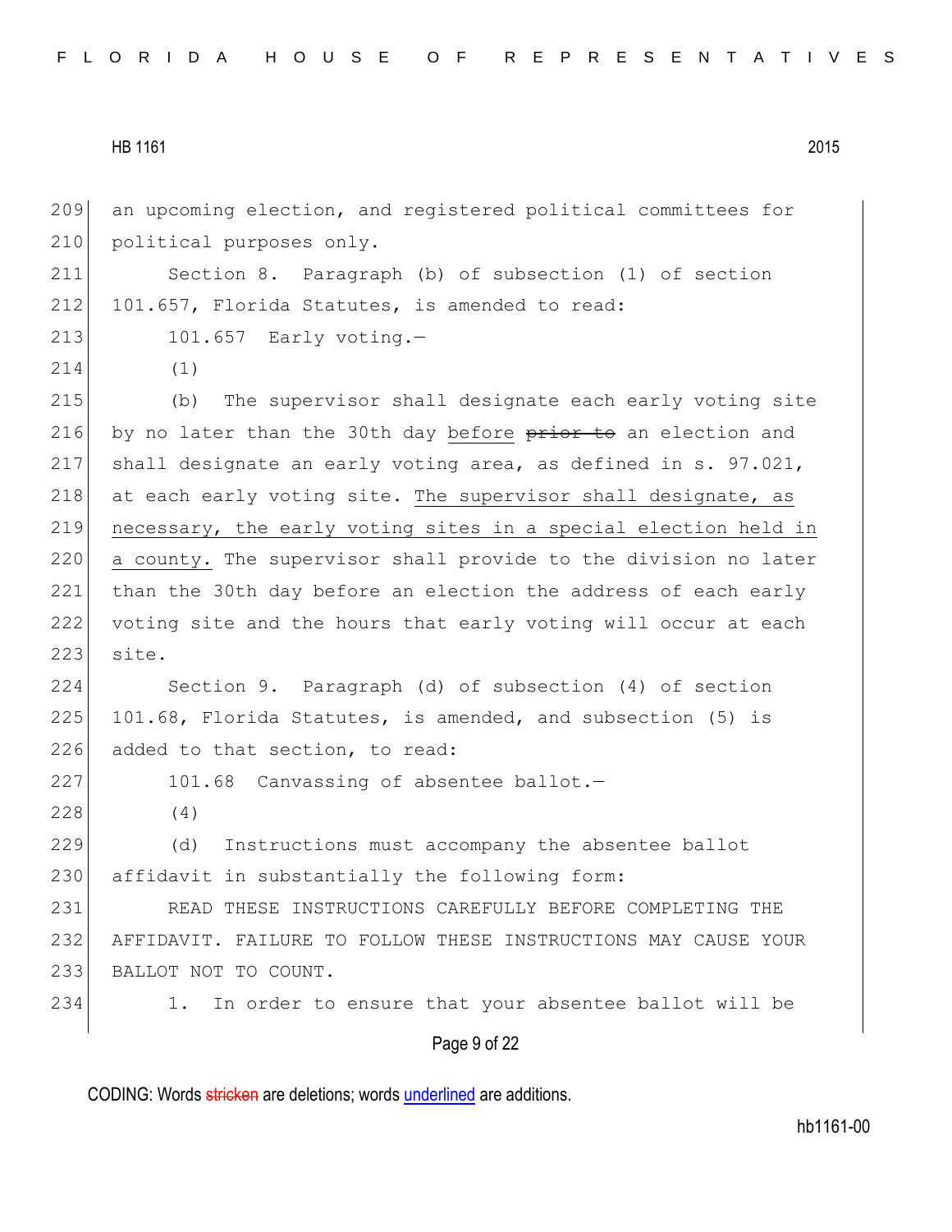an upcoming election, and registered political committees for political purposes only.

Section 8. Paragraph (b) of subsection (1) of section 101.657, Florida Statutes, is amended to read:

101.657 Early voting.—

(1)

(b) The supervisor shall designate each early voting site by no later than the 30th day before ~~prior to~~ an election and shall designate an early voting area, as defined in s. 97.021, at each early voting site. The supervisor shall designate, as necessary, the early voting sites in a special election held in a county. The supervisor shall provide to the division no later than the 30th day before an election the address of each early voting site and the hours that early voting will occur at each site.

Section 9. Paragraph (d) of subsection (4) of section 101.68, Florida Statutes, is amended, and subsection (5) is added to that section, to read:

101.68 Canvassing of absentee ballot.—

(4)

(d) Instructions must accompany the absentee ballot affidavit in substantially the following form:

READ THESE INSTRUCTIONS CAREFULLY BEFORE COMPLETING THE AFFIDAVIT. FAILURE TO FOLLOW THESE INSTRUCTIONS MAY CAUSE YOUR BALLOT NOT TO COUNT.

1. In order to ensure that your absentee ballot will be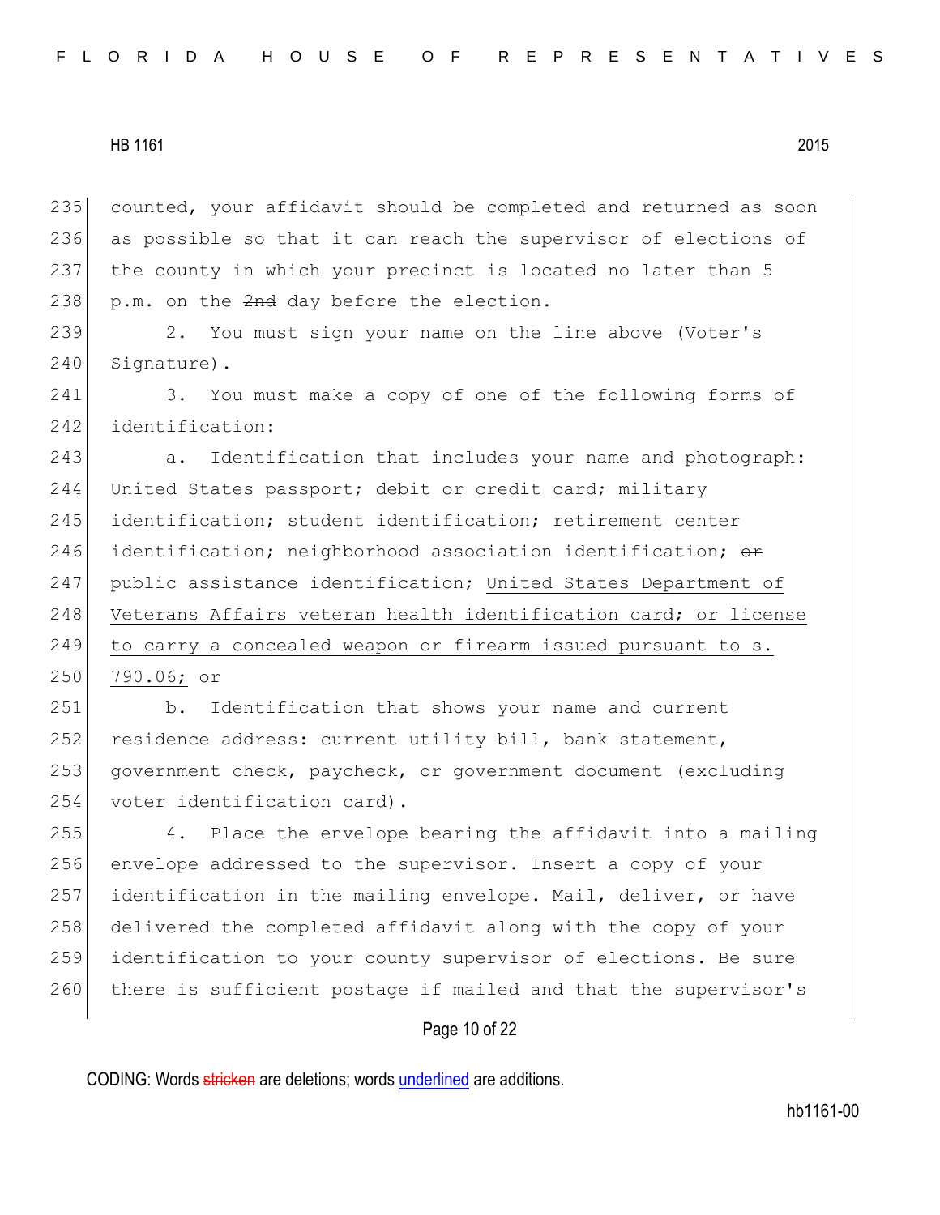counted, your affidavit should be completed and returned as soon as possible so that it can reach the supervisor of elections of the county in which your precinct is located no later than 5 p.m. on the ~~2nd~~ day before the election.

2. You must sign your name on the line above (Voter's Signature).

3. You must make a copy of one of the following forms of identification:

a. Identification that includes your name and photograph: United States passport; debit or credit card; military identification; student identification; retirement center identification; neighborhood association identification; ~~or~~ public assistance identification; United States Department of Veterans Affairs veteran health identification card; or license to carry a concealed weapon or firearm issued pursuant to s. 790.06; or

b. Identification that shows your name and current residence address: current utility bill, bank statement, government check, paycheck, or government document (excluding voter identification card).

4. Place the envelope bearing the affidavit into a mailing envelope addressed to the supervisor. Insert a copy of your identification in the mailing envelope. Mail, deliver, or have delivered the completed affidavit along with the copy of your identification to your county supervisor of elections. Be sure there is sufficient postage if mailed and that the supervisor's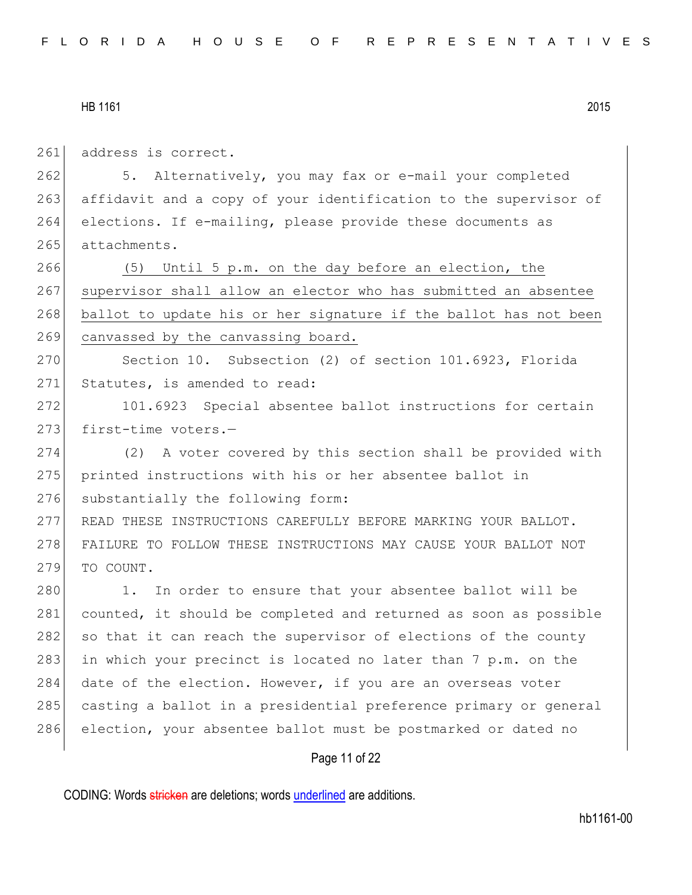address is correct.

5. Alternatively, you may fax or e-mail your completed affidavit and a copy of your identification to the supervisor of elections. If e-mailing, please provide these documents as attachments.

<u>(5) Until 5 p.m. on the day before an election, the supervisor shall allow an elector who has submitted an absentee ballot to update his or her signature if the ballot has not been canvassed by the canvassing board.</u>

Section 10. Subsection (2) of section 101.6923, Florida Statutes, is amended to read:

101.6923 Special absentee ballot instructions for certain first-time voters.—

(2) A voter covered by this section shall be provided with printed instructions with his or her absentee ballot in substantially the following form:

READ THESE INSTRUCTIONS CAREFULLY BEFORE MARKING YOUR BALLOT. FAILURE TO FOLLOW THESE INSTRUCTIONS MAY CAUSE YOUR BALLOT NOT TO COUNT.

1. In order to ensure that your absentee ballot will be counted, it should be completed and returned as soon as possible so that it can reach the supervisor of elections of the county in which your precinct is located no later than 7 p.m. on the date of the election. However, if you are an overseas voter casting a ballot in a presidential preference primary or general election, your absentee ballot must be postmarked or dated no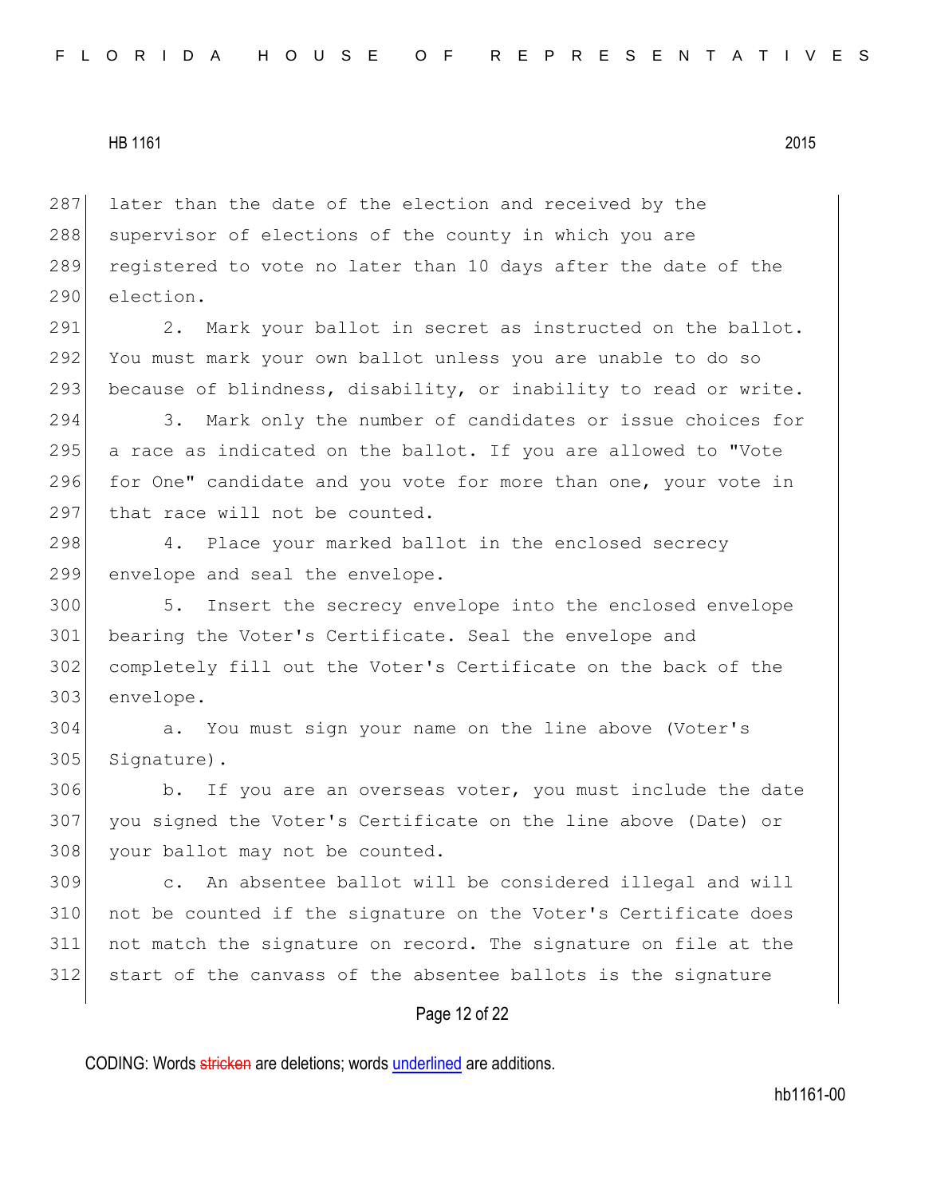later than the date of the election and received by the supervisor of elections of the county in which you are registered to vote no later than 10 days after the date of the election.

2. Mark your ballot in secret as instructed on the ballot. You must mark your own ballot unless you are unable to do so because of blindness, disability, or inability to read or write.

3. Mark only the number of candidates or issue choices for a race as indicated on the ballot. If you are allowed to "Vote for One" candidate and you vote for more than one, your vote in that race will not be counted.

4. Place your marked ballot in the enclosed secrecy envelope and seal the envelope.

5. Insert the secrecy envelope into the enclosed envelope bearing the Voter's Certificate. Seal the envelope and completely fill out the Voter's Certificate on the back of the envelope.

a. You must sign your name on the line above (Voter's Signature).

b. If you are an overseas voter, you must include the date you signed the Voter's Certificate on the line above (Date) or your ballot may not be counted.

c. An absentee ballot will be considered illegal and will not be counted if the signature on the Voter's Certificate does not match the signature on record. The signature on file at the start of the canvass of the absentee ballots is the signature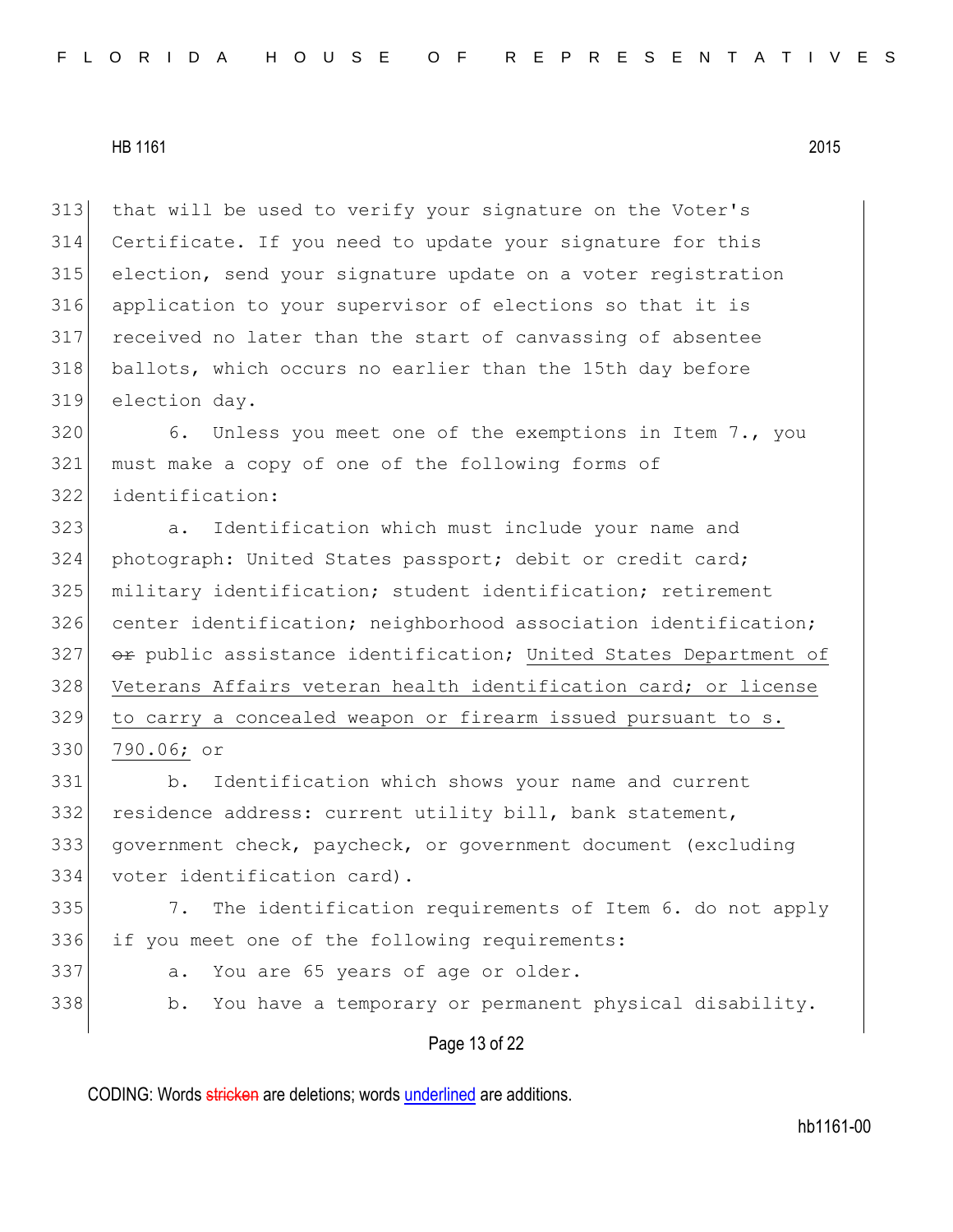313 that will be used to verify your signature on the Voter's
314 Certificate. If you need to update your signature for this
315 election, send your signature update on a voter registration
316 application to your supervisor of elections so that it is
317 received no later than the start of canvassing of absentee
318 ballots, which occurs no earlier than the 15th day before
319 election day.

320 6. Unless you meet one of the exemptions in Item 7., you
321 must make a copy of one of the following forms of
322 identification:

323 a. Identification which must include your name and
324 photograph: United States passport; debit or credit card;
325 military identification; student identification; retirement
326 center identification; neighborhood association identification;
327 ~~or~~ public assistance identification; <u>United States Department of</u>
328 <u>Veterans Affairs veteran health identification card; or license</u>
329 <u>to carry a concealed weapon or firearm issued pursuant to s.</u>
330 <u>790.06;</u> or

331 b. Identification which shows your name and current
332 residence address: current utility bill, bank statement,
333 government check, paycheck, or government document (excluding
334 voter identification card).

335 7. The identification requirements of Item 6. do not apply
336 if you meet one of the following requirements:

337 a. You are 65 years of age or older.

338 b. You have a temporary or permanent physical disability.

CODING: Words ~~stricken~~ are deletions; words <u>underlined</u> are additions.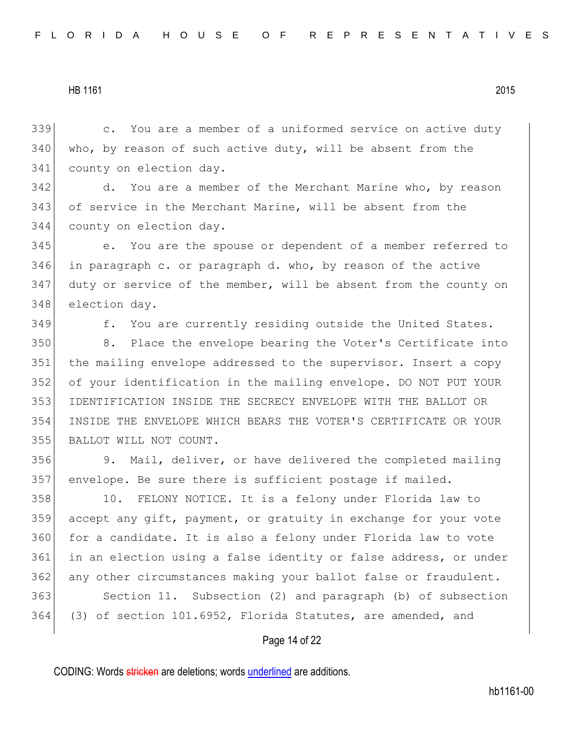c. You are a member of a uniformed service on active duty who, by reason of such active duty, will be absent from the county on election day.

d. You are a member of the Merchant Marine who, by reason of service in the Merchant Marine, will be absent from the county on election day.

e. You are the spouse or dependent of a member referred to in paragraph c. or paragraph d. who, by reason of the active duty or service of the member, will be absent from the county on election day.

f. You are currently residing outside the United States.

8. Place the envelope bearing the Voter's Certificate into the mailing envelope addressed to the supervisor. Insert a copy of your identification in the mailing envelope. DO NOT PUT YOUR IDENTIFICATION INSIDE THE SECRECY ENVELOPE WITH THE BALLOT OR INSIDE THE ENVELOPE WHICH BEARS THE VOTER'S CERTIFICATE OR YOUR BALLOT WILL NOT COUNT.

9. Mail, deliver, or have delivered the completed mailing envelope. Be sure there is sufficient postage if mailed.

10. FELONY NOTICE. It is a felony under Florida law to accept any gift, payment, or gratuity in exchange for your vote for a candidate. It is also a felony under Florida law to vote in an election using a false identity or false address, or under any other circumstances making your ballot false or fraudulent.

Section 11. Subsection (2) and paragraph (b) of subsection (3) of section 101.6952, Florida Statutes, are amended, and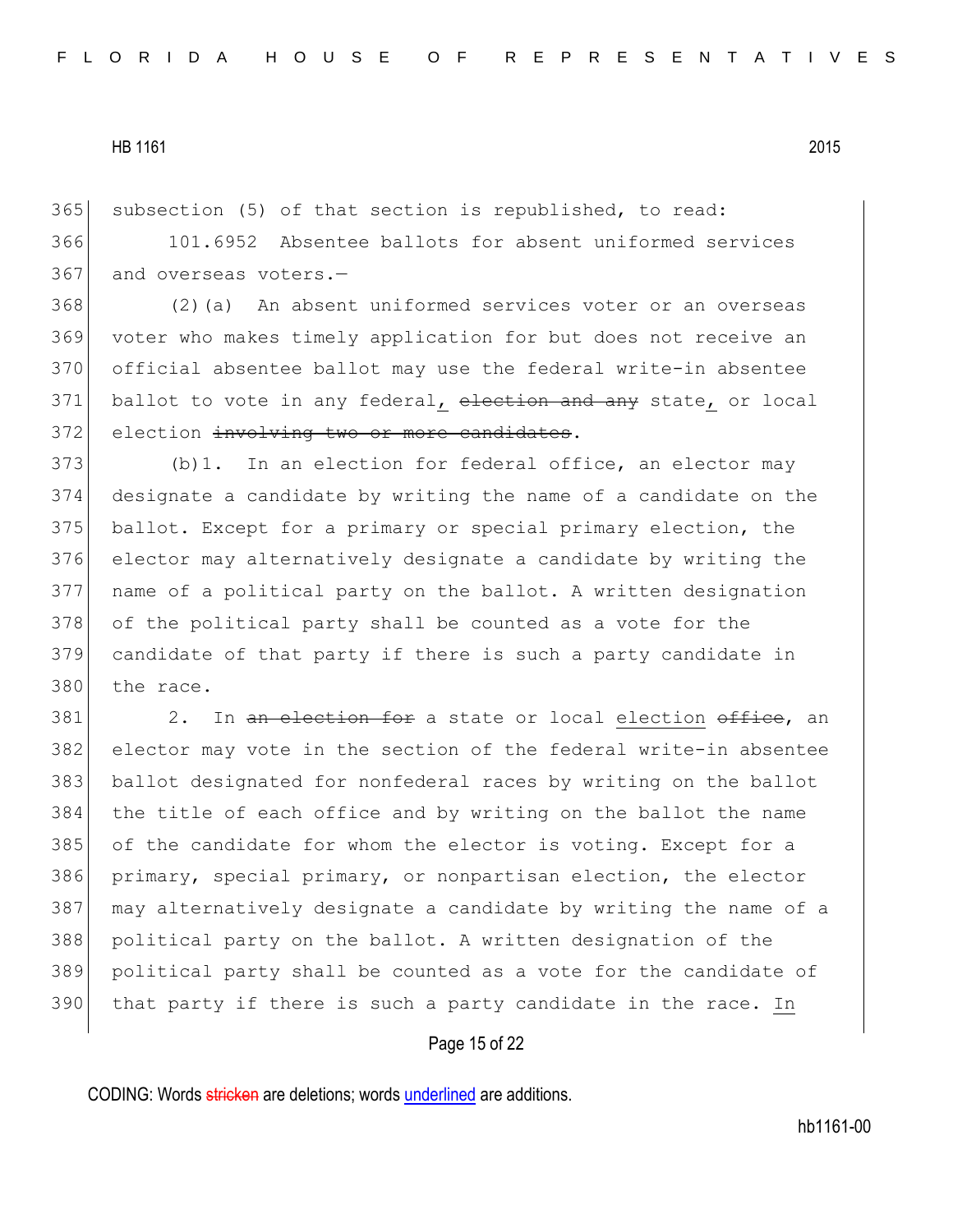365 subsection (5) of that section is republished, to read:

366 101.6952 Absentee ballots for absent uniformed services
367 and overseas voters.—

368 (2)(a) An absent uniformed services voter or an overseas
369 voter who makes timely application for but does not receive an
370 official absentee ballot may use the federal write-in absentee
371 ballot to vote in any federal<u>,</u> ~~election and any~~ state<u>,</u> or local
372 election ~~involving two or more candidates~~.

373 (b)1. In an election for federal office, an elector may
374 designate a candidate by writing the name of a candidate on the
375 ballot. Except for a primary or special primary election, the
376 elector may alternatively designate a candidate by writing the
377 name of a political party on the ballot. A written designation
378 of the political party shall be counted as a vote for the
379 candidate of that party if there is such a party candidate in
380 the race.

381 2. In ~~an election for~~ a state or local <u>election</u> ~~office~~, an
382 elector may vote in the section of the federal write-in absentee
383 ballot designated for nonfederal races by writing on the ballot
384 the title of each office and by writing on the ballot the name
385 of the candidate for whom the elector is voting. Except for a
386 primary, special primary, or nonpartisan election, the elector
387 may alternatively designate a candidate by writing the name of a
388 political party on the ballot. A written designation of the
389 political party shall be counted as a vote for the candidate of
390 that party if there is such a party candidate in the race. <u>In</u>

CODING: Words ~~stricken~~ are deletions; words <u>underlined</u> are additions.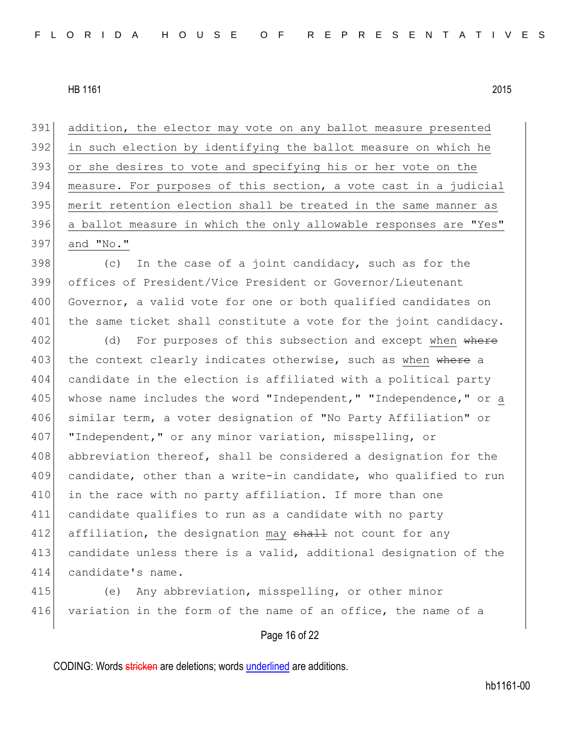addition, the elector may vote on any ballot measure presented in such election by identifying the ballot measure on which he or she desires to vote and specifying his or her vote on the measure. For purposes of this section, a vote cast in a judicial merit retention election shall be treated in the same manner as a ballot measure in which the only allowable responses are "Yes" and "No."

(c) In the case of a joint candidacy, such as for the offices of President/Vice President or Governor/Lieutenant Governor, a valid vote for one or both qualified candidates on the same ticket shall constitute a vote for the joint candidacy.

(d) For purposes of this subsection and except when ~~where~~ the context clearly indicates otherwise, such as when ~~where~~ a candidate in the election is affiliated with a political party whose name includes the word "Independent," "Independence," or a similar term, a voter designation of "No Party Affiliation" or "Independent," or any minor variation, misspelling, or abbreviation thereof, shall be considered a designation for the candidate, other than a write-in candidate, who qualified to run in the race with no party affiliation. If more than one candidate qualifies to run as a candidate with no party affiliation, the designation may ~~shall~~ not count for any candidate unless there is a valid, additional designation of the candidate's name.

(e) Any abbreviation, misspelling, or other minor variation in the form of the name of an office, the name of a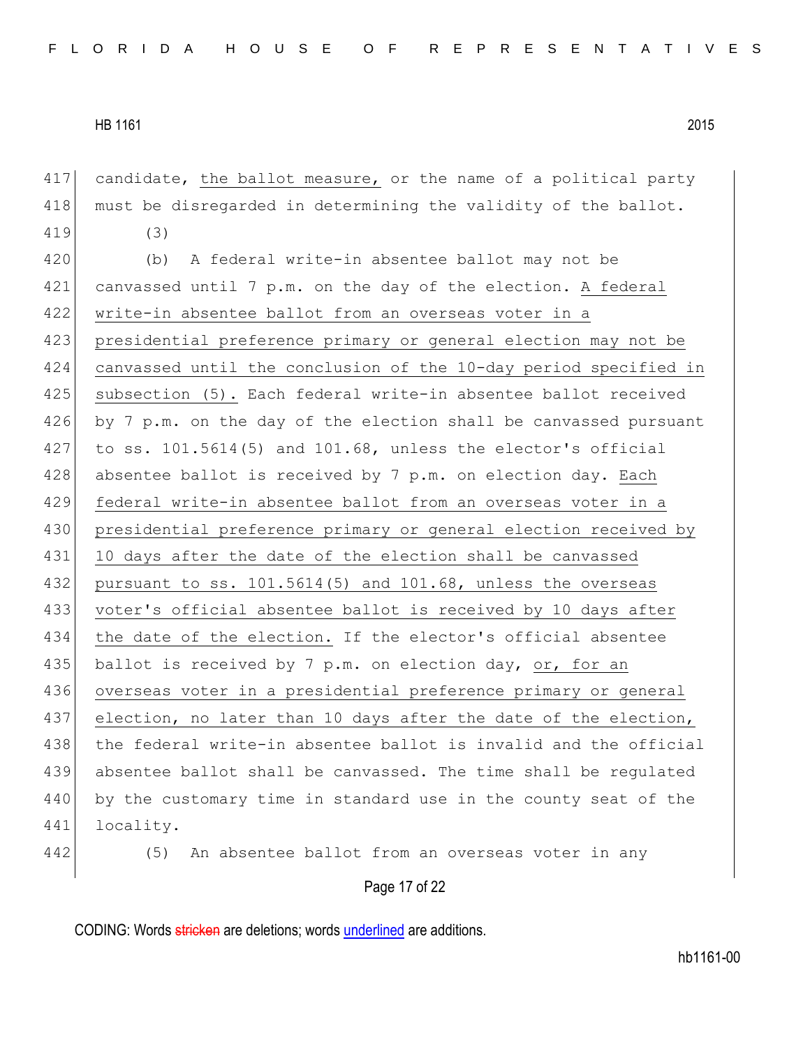417 candidate, <u>the ballot measure,</u> or the name of a political party
418 must be disregarded in determining the validity of the ballot.

419 (3)

420 (b) A federal write-in absentee ballot may not be
421 canvassed until 7 p.m. on the day of the election. <u>A federal</u>
422 <u>write-in absentee ballot from an overseas voter in a</u>
423 <u>presidential preference primary or general election may not be</u>
424 <u>canvassed until the conclusion of the 10-day period specified in</u>
425 <u>subsection (5).</u> Each federal write-in absentee ballot received
426 by 7 p.m. on the day of the election shall be canvassed pursuant
427 to ss. 101.5614(5) and 101.68, unless the elector's official
428 absentee ballot is received by 7 p.m. on election day. <u>Each</u>
429 <u>federal write-in absentee ballot from an overseas voter in a</u>
430 <u>presidential preference primary or general election received by</u>
431 <u>10 days after the date of the election shall be canvassed</u>
432 <u>pursuant to ss. 101.5614(5) and 101.68, unless the overseas</u>
433 <u>voter's official absentee ballot is received by 10 days after</u>
434 <u>the date of the election.</u> If the elector's official absentee
435 ballot is received by 7 p.m. on election day, <u>or, for an</u>
436 <u>overseas voter in a presidential preference primary or general</u>
437 <u>election, no later than 10 days after the date of the election,</u>
438 the federal write-in absentee ballot is invalid and the official
439 absentee ballot shall be canvassed. The time shall be regulated
440 by the customary time in standard use in the county seat of the
441 locality.

442 (5) An absentee ballot from an overseas voter in any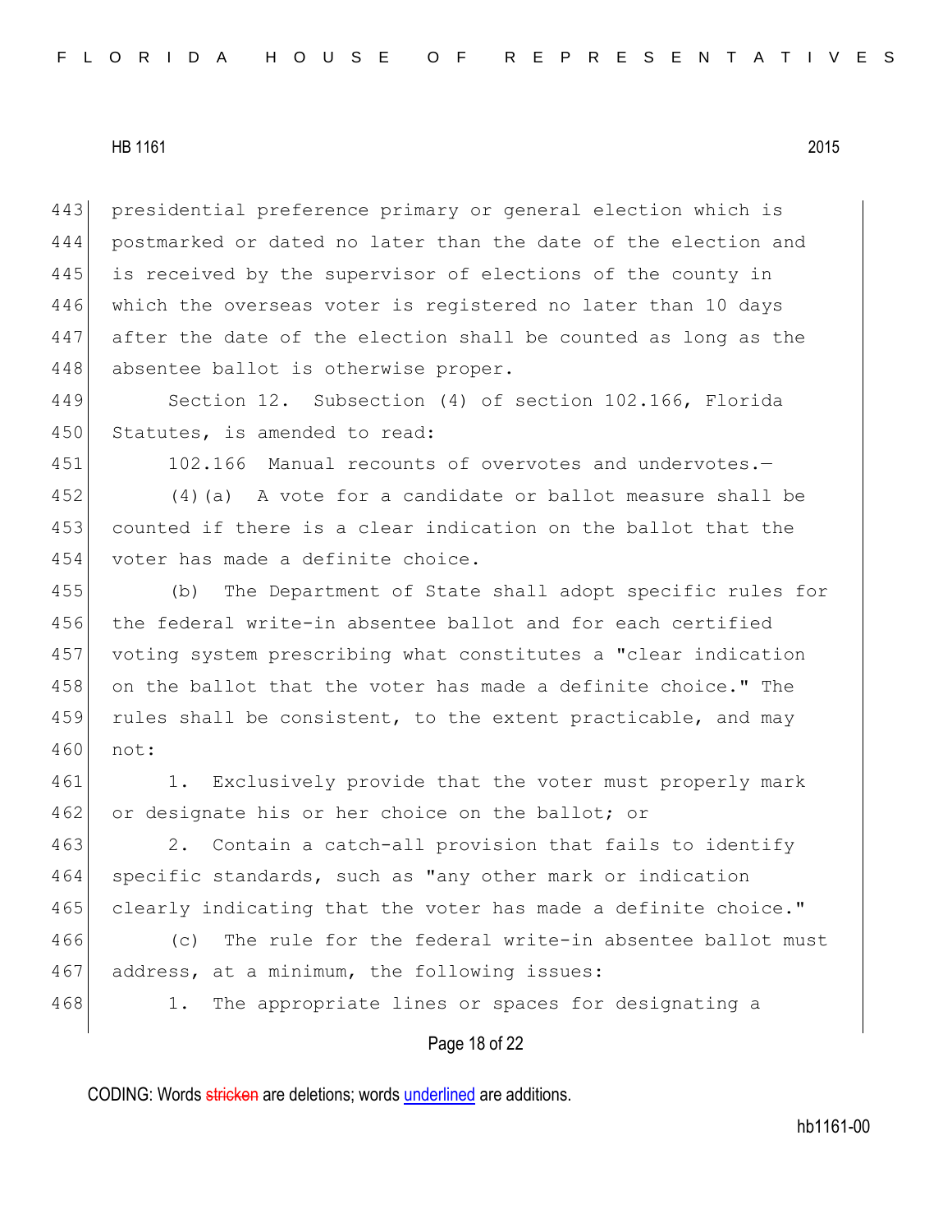presidential preference primary or general election which is postmarked or dated no later than the date of the election and is received by the supervisor of elections of the county in which the overseas voter is registered no later than 10 days after the date of the election shall be counted as long as the absentee ballot is otherwise proper.

Section 12. Subsection (4) of section 102.166, Florida Statutes, is amended to read:

102.166 Manual recounts of overvotes and undervotes.—

(4)(a) A vote for a candidate or ballot measure shall be counted if there is a clear indication on the ballot that the voter has made a definite choice.

(b) The Department of State shall adopt specific rules for the federal write-in absentee ballot and for each certified voting system prescribing what constitutes a "clear indication on the ballot that the voter has made a definite choice." The rules shall be consistent, to the extent practicable, and may not:

1. Exclusively provide that the voter must properly mark or designate his or her choice on the ballot; or

2. Contain a catch-all provision that fails to identify specific standards, such as "any other mark or indication clearly indicating that the voter has made a definite choice."

(c) The rule for the federal write-in absentee ballot must address, at a minimum, the following issues:

1. The appropriate lines or spaces for designating a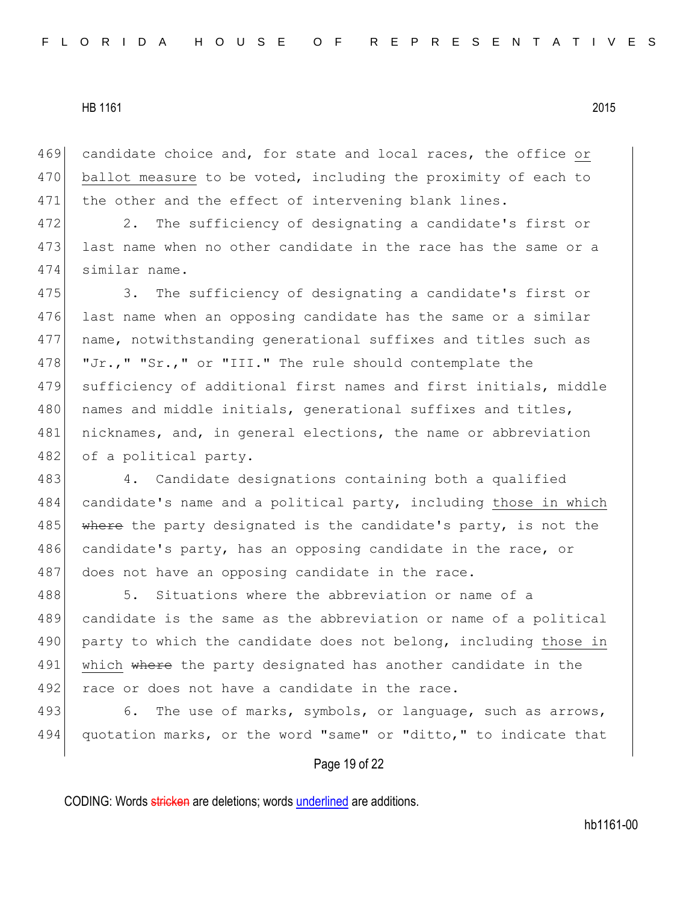candidate choice and, for state and local races, the office <u>or ballot measure</u> to be voted, including the proximity of each to the other and the effect of intervening blank lines.

2. The sufficiency of designating a candidate's first or last name when no other candidate in the race has the same or a similar name.

3. The sufficiency of designating a candidate's first or last name when an opposing candidate has the same or a similar name, notwithstanding generational suffixes and titles such as "Jr.," "Sr.," or "III." The rule should contemplate the sufficiency of additional first names and first initials, middle names and middle initials, generational suffixes and titles, nicknames, and, in general elections, the name or abbreviation of a political party.

4. Candidate designations containing both a qualified candidate's name and a political party, including <u>those in which</u> ~~where~~ the party designated is the candidate's party, is not the candidate's party, has an opposing candidate in the race, or does not have an opposing candidate in the race.

5. Situations where the abbreviation or name of a candidate is the same as the abbreviation or name of a political party to which the candidate does not belong, including <u>those in which</u> ~~where~~ the party designated has another candidate in the race or does not have a candidate in the race.

6. The use of marks, symbols, or language, such as arrows, quotation marks, or the word "same" or "ditto," to indicate that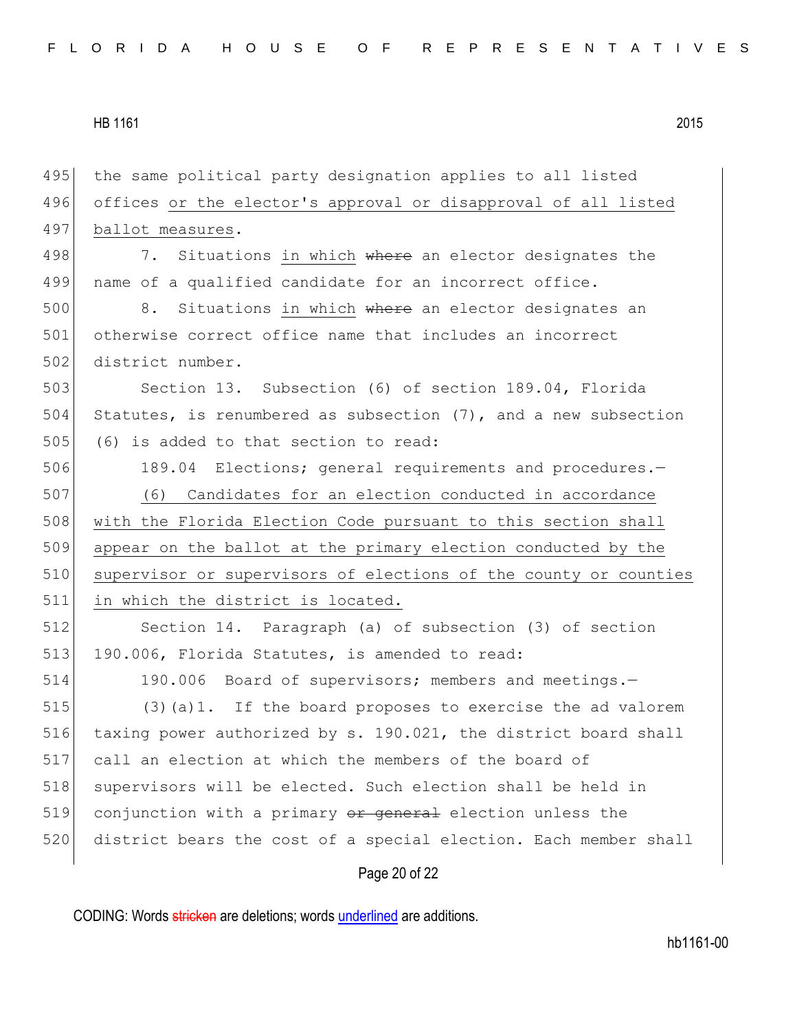the same political party designation applies to all listed offices <u>or the elector's approval or disapproval of all listed ballot measures</u>.

7. Situations <u>in which</u> ~~where~~ an elector designates the name of a qualified candidate for an incorrect office.

8. Situations <u>in which</u> ~~where~~ an elector designates an otherwise correct office name that includes an incorrect district number.

Section 13. Subsection (6) of section 189.04, Florida Statutes, is renumbered as subsection (7), and a new subsection (6) is added to that section to read:

189.04 Elections; general requirements and procedures.—

<u>(6) Candidates for an election conducted in accordance with the Florida Election Code pursuant to this section shall appear on the ballot at the primary election conducted by the supervisor or supervisors of elections of the county or counties in which the district is located.</u>

Section 14. Paragraph (a) of subsection (3) of section 190.006, Florida Statutes, is amended to read:

190.006 Board of supervisors; members and meetings.—

(3)(a)1. If the board proposes to exercise the ad valorem taxing power authorized by s. 190.021, the district board shall call an election at which the members of the board of supervisors will be elected. Such election shall be held in conjunction with a primary ~~or general~~ election unless the district bears the cost of a special election. Each member shall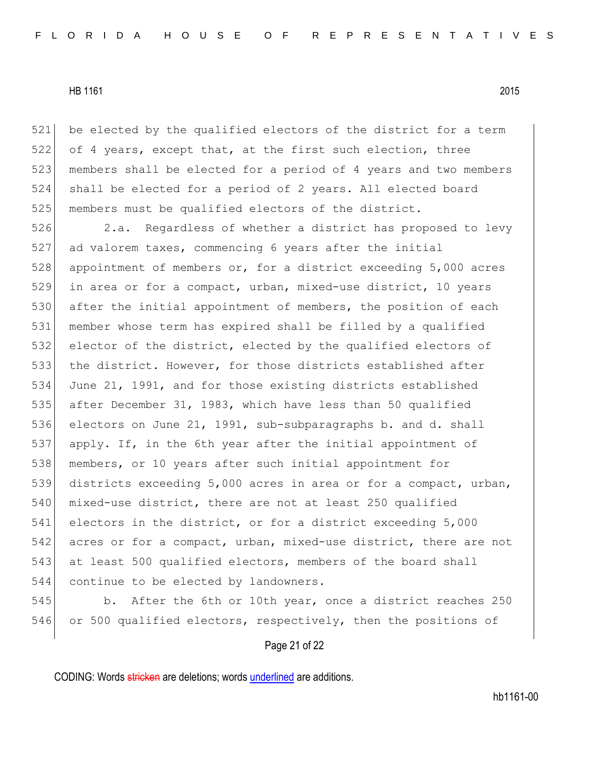be elected by the qualified electors of the district for a term of 4 years, except that, at the first such election, three members shall be elected for a period of 4 years and two members shall be elected for a period of 2 years. All elected board members must be qualified electors of the district.

2.a. Regardless of whether a district has proposed to levy ad valorem taxes, commencing 6 years after the initial appointment of members or, for a district exceeding 5,000 acres in area or for a compact, urban, mixed-use district, 10 years after the initial appointment of members, the position of each member whose term has expired shall be filled by a qualified elector of the district, elected by the qualified electors of the district. However, for those districts established after June 21, 1991, and for those existing districts established after December 31, 1983, which have less than 50 qualified electors on June 21, 1991, sub-subparagraphs b. and d. shall apply. If, in the 6th year after the initial appointment of members, or 10 years after such initial appointment for districts exceeding 5,000 acres in area or for a compact, urban, mixed-use district, there are not at least 250 qualified electors in the district, or for a district exceeding 5,000 acres or for a compact, urban, mixed-use district, there are not at least 500 qualified electors, members of the board shall continue to be elected by landowners.

b. After the 6th or 10th year, once a district reaches 250 or 500 qualified electors, respectively, then the positions of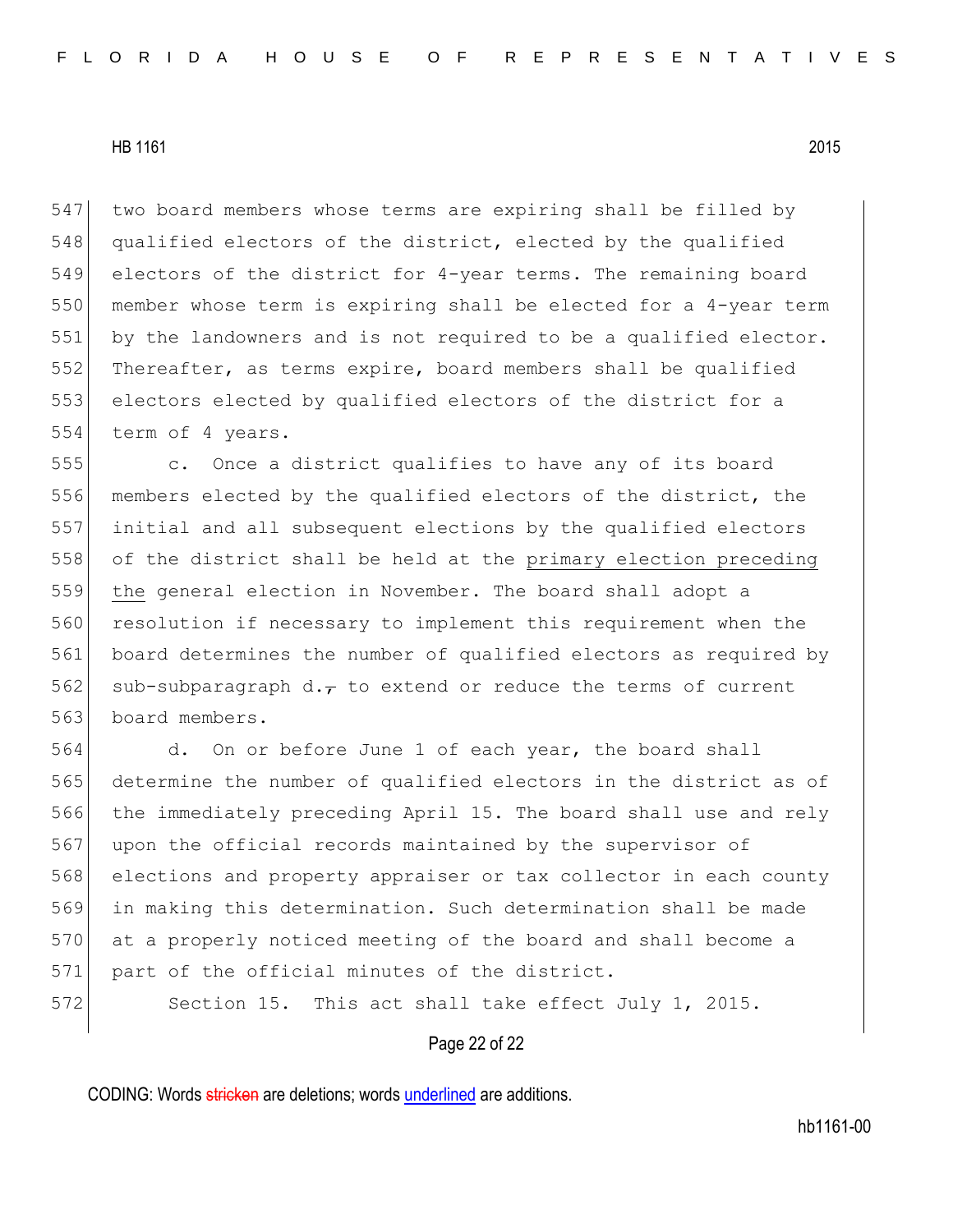two board members whose terms are expiring shall be filled by qualified electors of the district, elected by the qualified electors of the district for 4-year terms. The remaining board member whose term is expiring shall be elected for a 4-year term by the landowners and is not required to be a qualified elector. Thereafter, as terms expire, board members shall be qualified electors elected by qualified electors of the district for a term of 4 years.

c. Once a district qualifies to have any of its board members elected by the qualified electors of the district, the initial and all subsequent elections by the qualified electors of the district shall be held at the primary election preceding the general election in November. The board shall adopt a resolution if necessary to implement this requirement when the board determines the number of qualified electors as required by sub-subparagraph d., to extend or reduce the terms of current board members.

d. On or before June 1 of each year, the board shall determine the number of qualified electors in the district as of the immediately preceding April 15. The board shall use and rely upon the official records maintained by the supervisor of elections and property appraiser or tax collector in each county in making this determination. Such determination shall be made at a properly noticed meeting of the board and shall become a part of the official minutes of the district.

Section 15. This act shall take effect July 1, 2015.